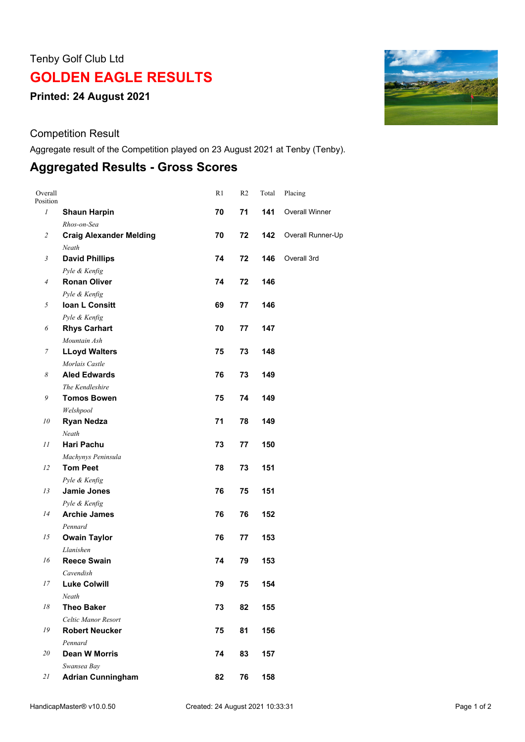Tenby Golf Club Ltd

# GOLDEN EAGLE RESULTS

**Printed: 24 August 2021**

Competition Result

Aggregate result of the Competition played on 23 August 2021 at Tenby (Tenby).

## Aggregated Results - Gross Scores

| Overall Position | | R1 | R2 | Total | Placing |
|---|---|---|---|---|---|
| *1* | **Shaun Harpin**<br>*Rhos-on-Sea* | **70** | **71** | **141** | Overall Winner |
| *2* | **Craig Alexander Melding**<br>*Neath* | **70** | **72** | **142** | Overall Runner-Up |
| *3* | **David Phillips**<br>*Pyle & Kenfig* | **74** | **72** | **146** | Overall 3rd |
| *4* | **Ronan Oliver**<br>*Pyle & Kenfig* | **74** | **72** | **146** | |
| *5* | **Ioan L Consitt**<br>*Pyle & Kenfig* | **69** | **77** | **146** | |
| *6* | **Rhys Carhart**<br>*Mountain Ash* | **70** | **77** | **147** | |
| *7* | **LLoyd Walters**<br>*Morlais Castle* | **75** | **73** | **148** | |
| *8* | **Aled Edwards**<br>*The Kendleshire* | **76** | **73** | **149** | |
| *9* | **Tomos Bowen**<br>*Welshpool* | **75** | **74** | **149** | |
| *10* | **Ryan Nedza**<br>*Neath* | **71** | **78** | **149** | |
| *11* | **Hari Pachu**<br>*Machynys Peninsula* | **73** | **77** | **150** | |
| *12* | **Tom Peet**<br>*Pyle & Kenfig* | **78** | **73** | **151** | |
| *13* | **Jamie Jones**<br>*Pyle & Kenfig* | **76** | **75** | **151** | |
| *14* | **Archie James**<br>*Pennard* | **76** | **76** | **152** | |
| *15* | **Owain Taylor**<br>*Llanishen* | **76** | **77** | **153** | |
| *16* | **Reece Swain**<br>*Cavendish* | **74** | **79** | **153** | |
| *17* | **Luke Colwill**<br>*Neath* | **79** | **75** | **154** | |
| *18* | **Theo Baker**<br>*Celtic Manor Resort* | **73** | **82** | **155** | |
| *19* | **Robert Neucker**<br>*Pennard* | **75** | **81** | **156** | |
| *20* | **Dean W Morris**<br>*Swansea Bay* | **74** | **83** | **157** | |
| *21* | **Adrian Cunningham** | **82** | **76** | **158** | |

HandicapMaster® v10.0.50 Created: 24 August 2021 10:33:31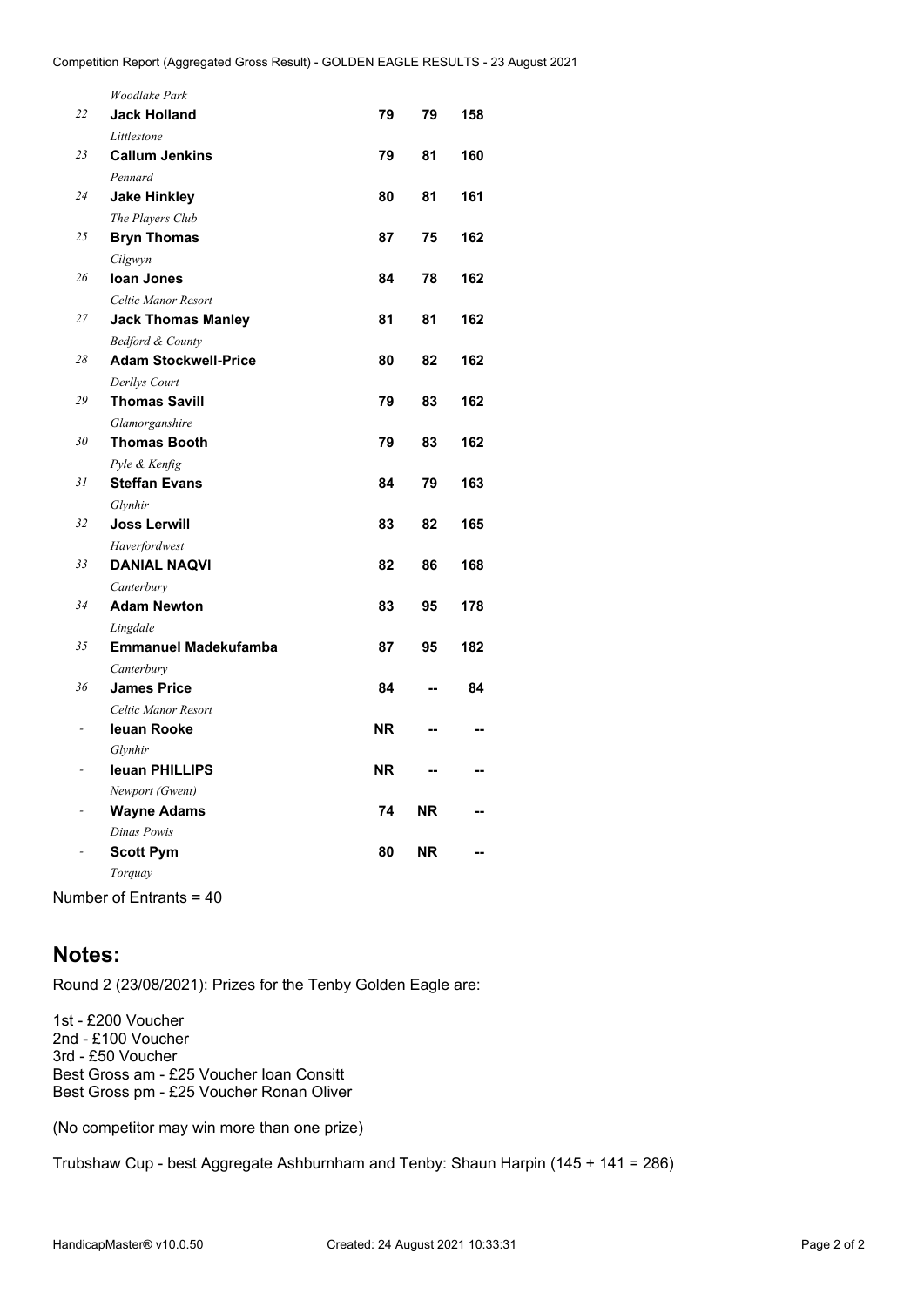| | | | | | |
|---|---|---|---|---|---|
| | | *Woodlake Park* | | | |
| *22* | **Jack Holland** | *Littlestone* | **79** | **79** | **158** |
| *23* | **Callum Jenkins** | *Pennard* | **79** | **81** | **160** |
| *24* | **Jake Hinkley** | *The Players Club* | **80** | **81** | **161** |
| *25* | **Bryn Thomas** | *Cilgwyn* | **87** | **75** | **162** |
| *26* | **Ioan Jones** | *Celtic Manor Resort* | **84** | **78** | **162** |
| *27* | **Jack Thomas Manley** | *Bedford & County* | **81** | **81** | **162** |
| *28* | **Adam Stockwell-Price** | *Derllys Court* | **80** | **82** | **162** |
| *29* | **Thomas Savill** | *Glamorganshire* | **79** | **83** | **162** |
| *30* | **Thomas Booth** | *Pyle & Kenfig* | **79** | **83** | **162** |
| *31* | **Steffan Evans** | *Glynhir* | **84** | **79** | **163** |
| *32* | **Joss Lerwill** | *Haverfordwest* | **83** | **82** | **165** |
| *33* | **DANIAL NAQVI** | *Canterbury* | **82** | **86** | **168** |
| *34* | **Adam Newton** | *Lingdale* | **83** | **95** | **178** |
| *35* | **Emmanuel Madekufamba** | *Canterbury* | **87** | **95** | **182** |
| *36* | **James Price** | *Celtic Manor Resort* | **84** | **--** | **84** |
| - | **Ieuan Rooke** | *Glynhir* | **NR** | **--** | **--** |
| - | **Ieuan PHILLIPS** | *Newport (Gwent)* | **NR** | **--** | **--** |
| - | **Wayne Adams** | *Dinas Powis* | **74** | **NR** | **--** |
| - | **Scott Pym** | *Torquay* | **80** | **NR** | **--** |

Number of Entrants = 40

## Notes:

Round 2 (23/08/2021): Prizes for the Tenby Golden Eagle are:

1st - £200 Voucher
2nd - £100 Voucher
3rd - £50 Voucher
Best Gross am - £25 Voucher Ioan Consitt
Best Gross pm - £25 Voucher Ronan Oliver

(No competitor may win more than one prize)

Trubshaw Cup - best Aggregate Ashburnham and Tenby: Shaun Harpin (145 + 141 = 286)